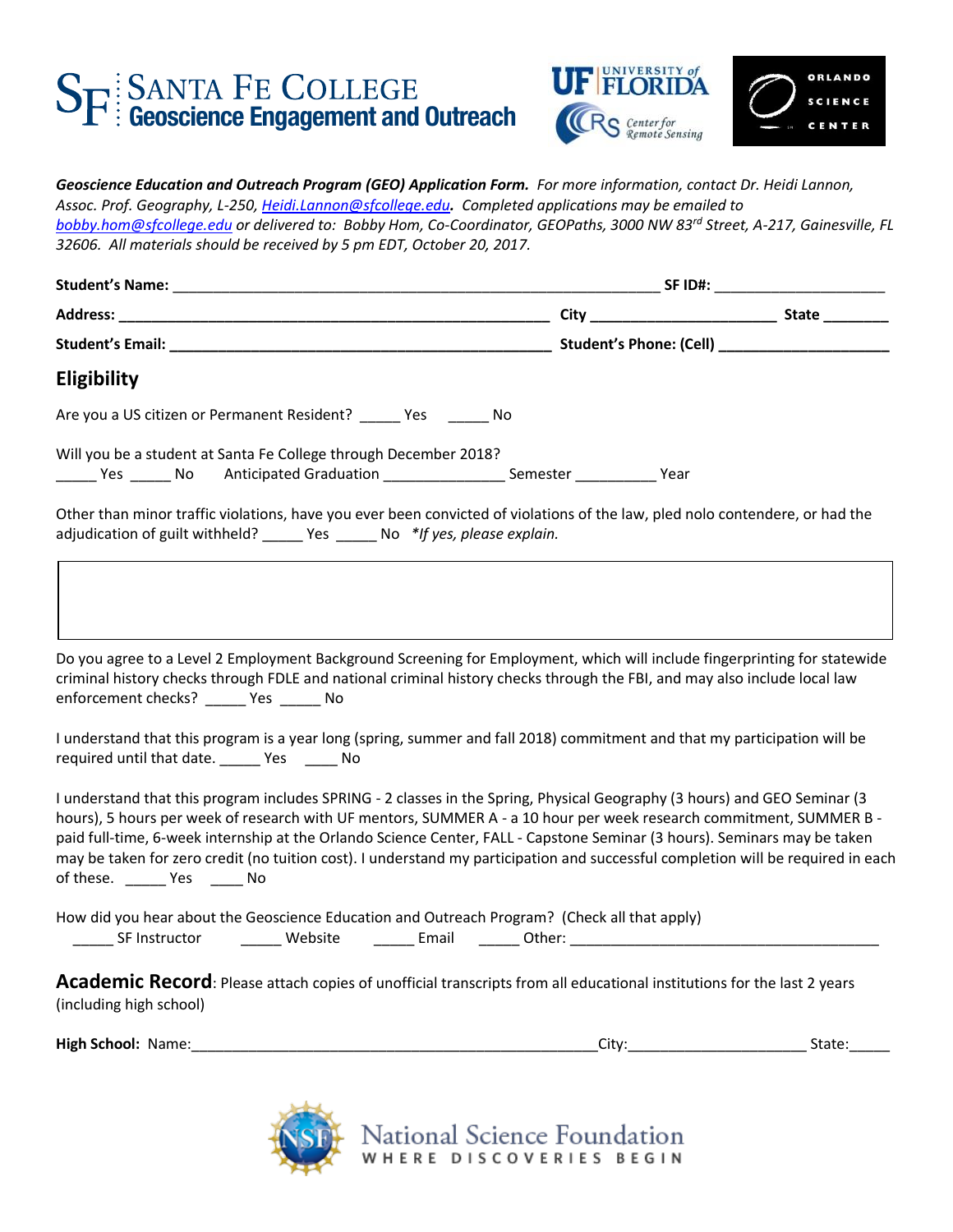# Santa Fe College
## Geoscience Engagement and Outreach

UF University of Florida — Center for Remote Sensing

Orlando Science Center

***Geoscience Education and Outreach Program (GEO) Application Form.*** *For more information, contact Dr. Heidi Lannon, Assoc. Prof. Geography, L-250, Heidi.Lannon@sfcollege.edu. Completed applications may be emailed to bobby.hom@sfcollege.edu or delivered to: Bobby Hom, Co-Coordinator, GEOPaths, 3000 NW 83rd Street, A-217, Gainesville, FL 32606. All materials should be received by 5 pm EDT, October 20, 2017.*

**Student's Name:** ____________________________________________ **SF ID#:** ____________________

**Address:** ____________________________________________ **City** ____________________ **State** ________

**Student's Email:** ____________________________________________ **Student's Phone: (Cell)** ____________________

## Eligibility

Are you a US citizen or Permanent Resident? _____ Yes _____ No

Will you be a student at Santa Fe College through December 2018?
_____ Yes _____ No Anticipated Graduation _______________ Semester __________ Year

Other than minor traffic violations, have you ever been convicted of violations of the law, pled nolo contendere, or had the adjudication of guilt withheld? _____ Yes _____ No *\*If yes, please explain.*

| |
|---|
| |

Do you agree to a Level 2 Employment Background Screening for Employment, which will include fingerprinting for statewide criminal history checks through FDLE and national criminal history checks through the FBI, and may also include local law enforcement checks? _____ Yes _____ No

I understand that this program is a year long (spring, summer and fall 2018) commitment and that my participation will be required until that date. _____ Yes ____ No

I understand that this program includes SPRING - 2 classes in the Spring, Physical Geography (3 hours) and GEO Seminar (3 hours), 5 hours per week of research with UF mentors, SUMMER A - a 10 hour per week research commitment, SUMMER B - paid full-time, 6-week internship at the Orlando Science Center, FALL - Capstone Seminar (3 hours). Seminars may be taken may be taken for zero credit (no tuition cost). I understand my participation and successful completion will be required in each of these. _____ Yes ____ No

How did you hear about the Geoscience Education and Outreach Program? (Check all that apply)
_____ SF Instructor _____ Website _____ Email _____ Other: ______________________________________

**Academic Record**: Please attach copies of unofficial transcripts from all educational institutions for the last 2 years (including high school)

**High School:** Name:__________________________________________________ City:_____________________ State:_____

National Science Foundation — WHERE DISCOVERIES BEGIN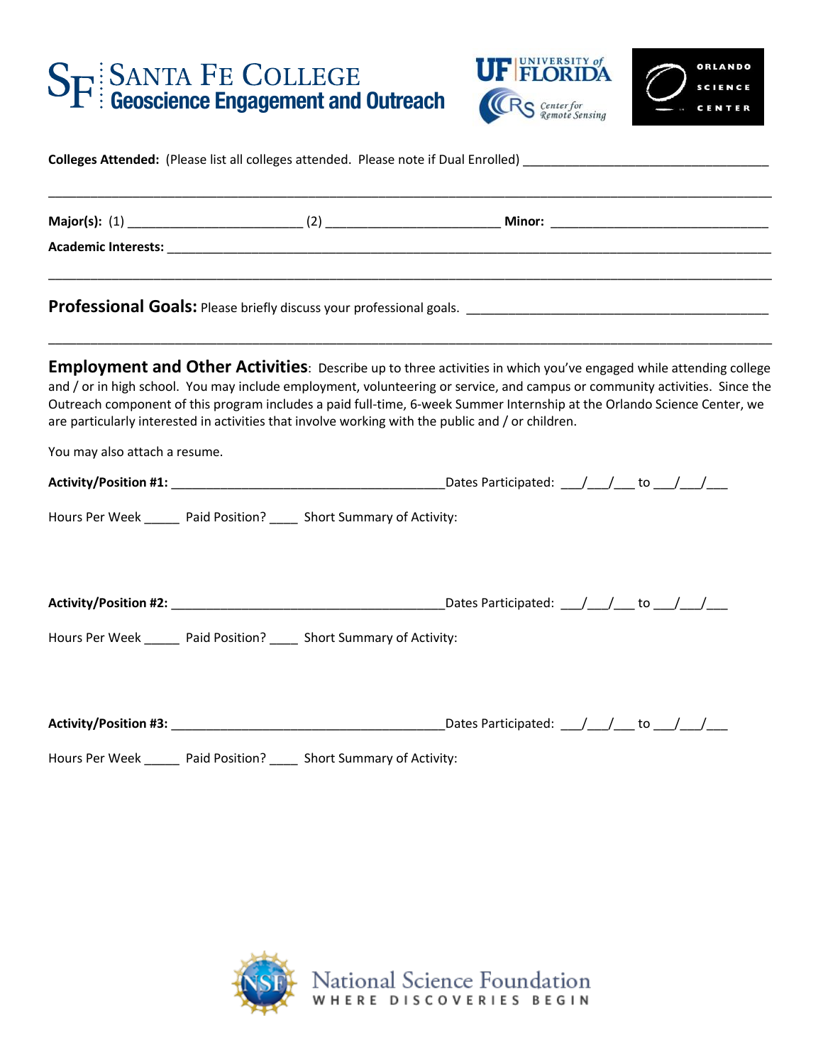**Santa Fe College**
**Geoscience Engagement and Outreach**

University of Florida — Center for Remote Sensing

Orlando Science Center

**Colleges Attended:** (Please list all colleges attended. Please note if Dual Enrolled) ______________________________________

_____________________________________________________________________________________________

**Major(s):** (1) ________________________ (2) ________________________ **Minor:** ______________________________

**Academic Interests:** ______________________________________________________________________________

_____________________________________________________________________________________________

**Professional Goals:** Please briefly discuss your professional goals. __________________________________________

_____________________________________________________________________________________________

**Employment and Other Activities**: Describe up to three activities in which you've engaged while attending college and / or in high school. You may include employment, volunteering or service, and campus or community activities. Since the Outreach component of this program includes a paid full-time, 6-week Summer Internship at the Orlando Science Center, we are particularly interested in activities that involve working with the public and / or children.

You may also attach a resume.

**Activity/Position #1:** ______________________________________ Dates Participated: ___/___/___ to ___/___/___

Hours Per Week _____ Paid Position? ____ Short Summary of Activity:

**Activity/Position #2:** ______________________________________ Dates Participated: ___/___/___ to ___/___/___

Hours Per Week _____ Paid Position? ____ Short Summary of Activity:

**Activity/Position #3:** ______________________________________ Dates Participated: ___/___/___ to ___/___/___

Hours Per Week _____ Paid Position? ____ Short Summary of Activity:

National Science Foundation
WHERE DISCOVERIES BEGIN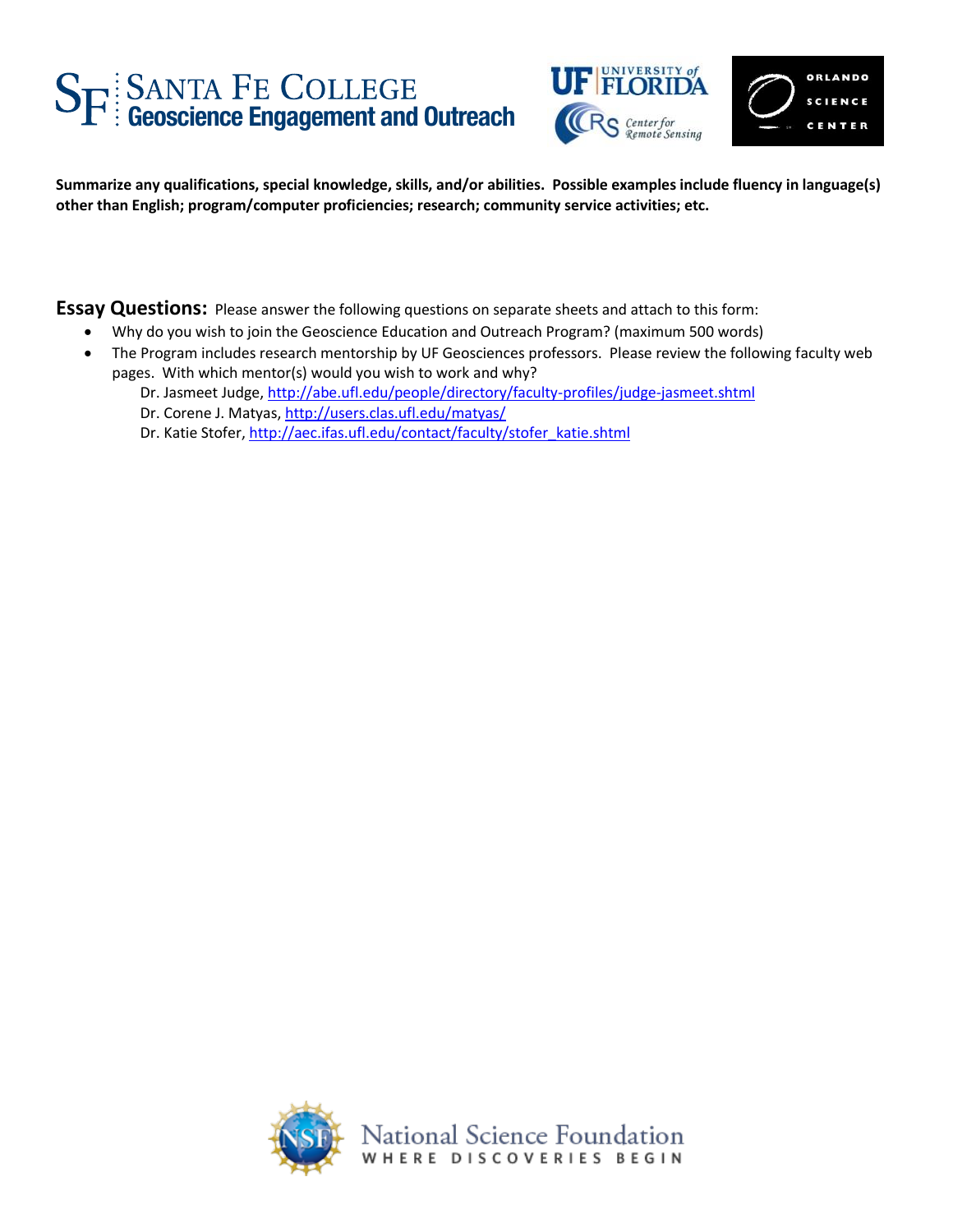**Summarize any qualifications, special knowledge, skills, and/or abilities. Possible examples include fluency in language(s) other than English; program/computer proficiencies; research; community service activities; etc.**

**Essay Questions:** Please answer the following questions on separate sheets and attach to this form:

- Why do you wish to join the Geoscience Education and Outreach Program? (maximum 500 words)
- The Program includes research mentorship by UF Geosciences professors. Please review the following faculty web pages. With which mentor(s) would you wish to work and why?

  Dr. Jasmeet Judge, http://abe.ufl.edu/people/directory/faculty-profiles/judge-jasmeet.shtml

  Dr. Corene J. Matyas, http://users.clas.ufl.edu/matyas/

  Dr. Katie Stofer, http://aec.ifas.ufl.edu/contact/faculty/stofer_katie.shtml